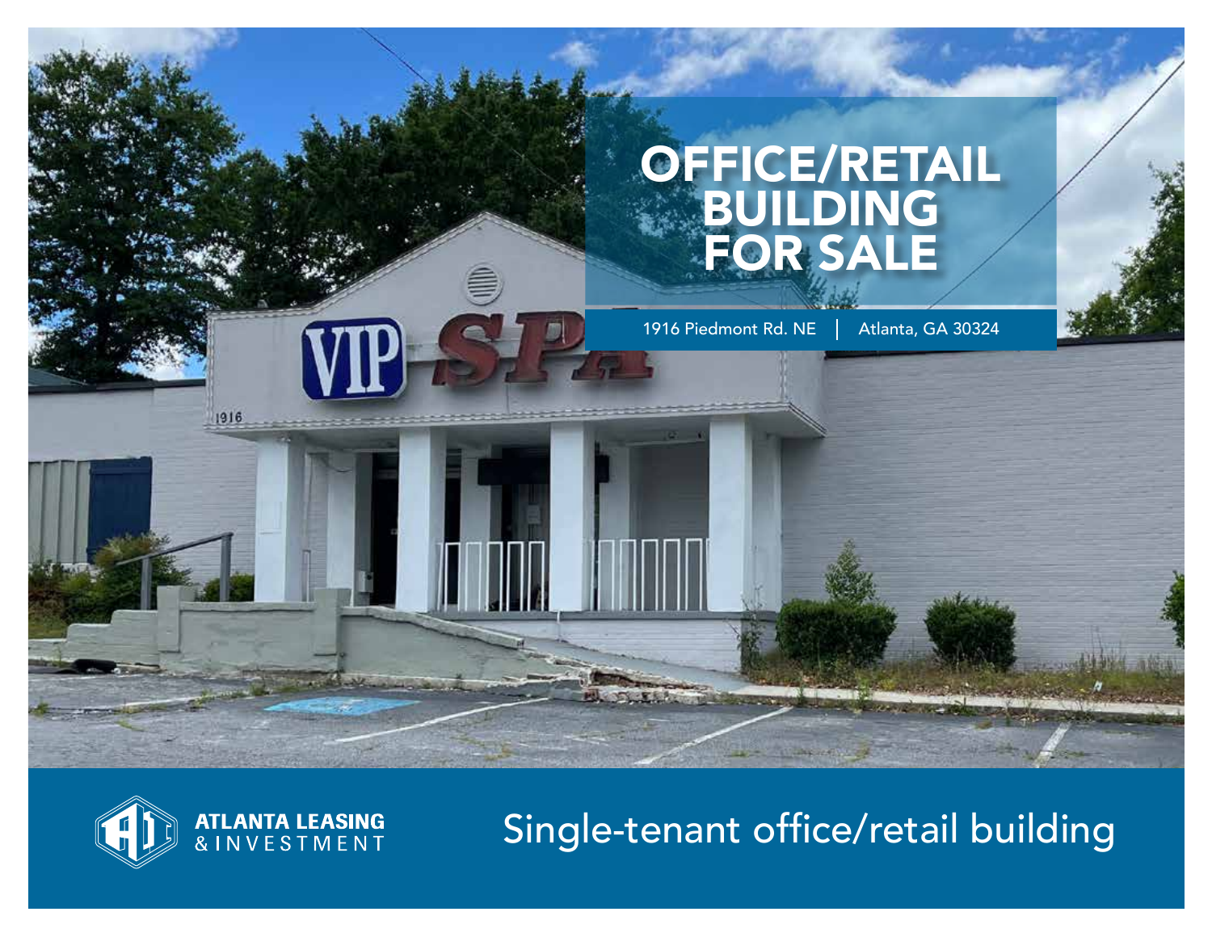# OFFICE/RETAIL BUILDING FOR SALE

1916 Piedmont Rd. NE | Atlanta, GA 30324

ATLANTA LEASING & INVESTMENT

Single-tenant office/retail building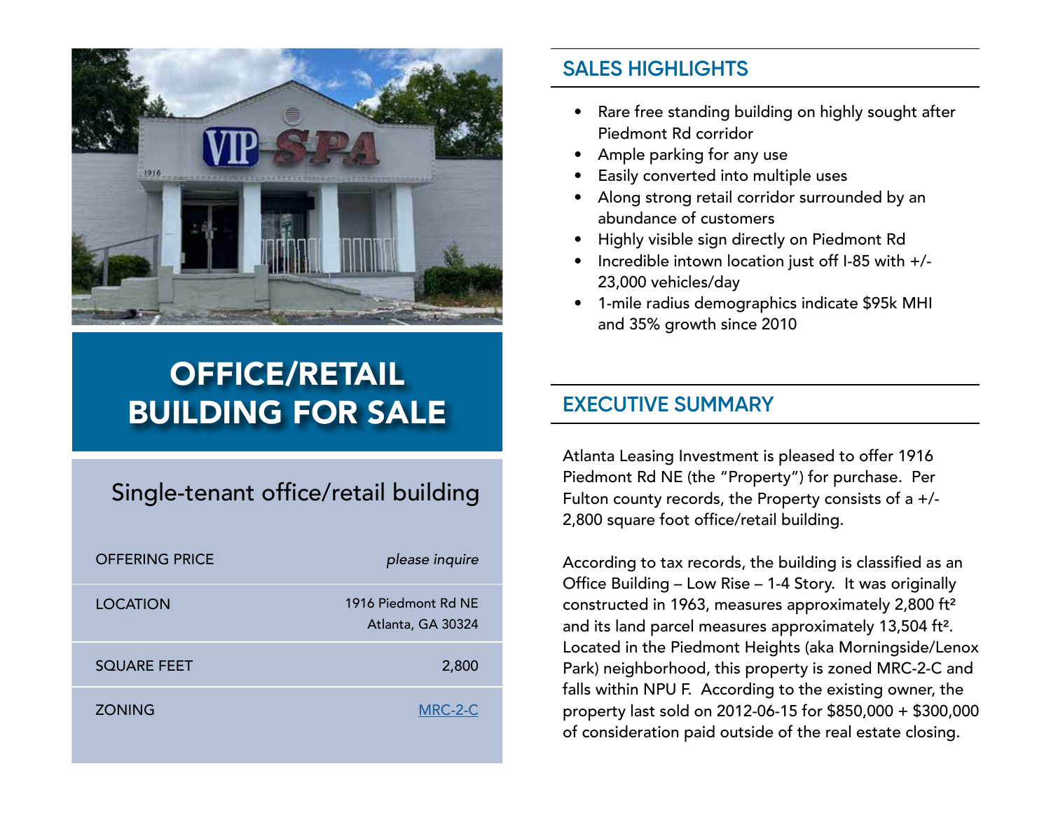# OFFICE/RETAIL BUILDING FOR SALE

## Single-tenant office/retail building

| | |
|---|---|
| OFFERING PRICE | *please inquire* |
| LOCATION | 1916 Piedmont Rd NE<br>Atlanta, GA 30324 |
| SQUARE FEET | 2,800 |
| ZONING | MRC-2-C |

## SALES HIGHLIGHTS

- Rare free standing building on highly sought after Piedmont Rd corridor
- Ample parking for any use
- Easily converted into multiple uses
- Along strong retail corridor surrounded by an abundance of customers
- Highly visible sign directly on Piedmont Rd
- Incredible intown location just off I-85 with +/- 23,000 vehicles/day
- 1-mile radius demographics indicate $95k MHI and 35% growth since 2010

## EXECUTIVE SUMMARY

Atlanta Leasing Investment is pleased to offer 1916 Piedmont Rd NE (the "Property") for purchase. Per Fulton county records, the Property consists of a +/- 2,800 square foot office/retail building.

According to tax records, the building is classified as an Office Building – Low Rise – 1-4 Story. It was originally constructed in 1963, measures approximately 2,800 ft² and its land parcel measures approximately 13,504 ft². Located in the Piedmont Heights (aka Morningside/Lenox Park) neighborhood, this property is zoned MRC-2-C and falls within NPU F. According to the existing owner, the property last sold on 2012-06-15 for $850,000 + $300,000 of consideration paid outside of the real estate closing.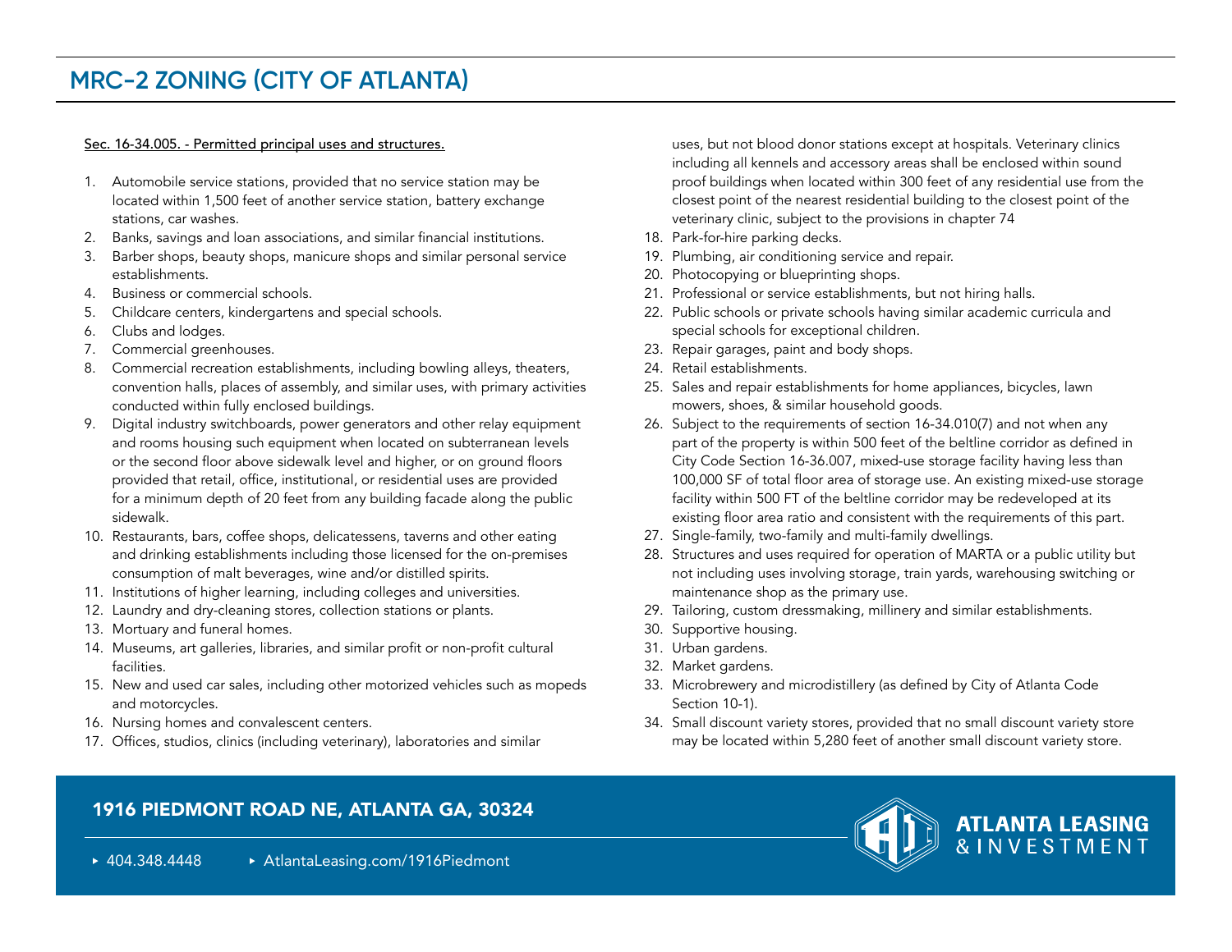# MRC-2 ZONING (CITY OF ATLANTA)

Sec. 16-34.005. - Permitted principal uses and structures.

1. Automobile service stations, provided that no service station may be located within 1,500 feet of another service station, battery exchange stations, car washes.
2. Banks, savings and loan associations, and similar financial institutions.
3. Barber shops, beauty shops, manicure shops and similar personal service establishments.
4. Business or commercial schools.
5. Childcare centers, kindergartens and special schools.
6. Clubs and lodges.
7. Commercial greenhouses.
8. Commercial recreation establishments, including bowling alleys, theaters, convention halls, places of assembly, and similar uses, with primary activities conducted within fully enclosed buildings.
9. Digital industry switchboards, power generators and other relay equipment and rooms housing such equipment when located on subterranean levels or the second floor above sidewalk level and higher, or on ground floors provided that retail, office, institutional, or residential uses are provided for a minimum depth of 20 feet from any building facade along the public sidewalk.
10. Restaurants, bars, coffee shops, delicatessens, taverns and other eating and drinking establishments including those licensed for the on-premises consumption of malt beverages, wine and/or distilled spirits.
11. Institutions of higher learning, including colleges and universities.
12. Laundry and dry-cleaning stores, collection stations or plants.
13. Mortuary and funeral homes.
14. Museums, art galleries, libraries, and similar profit or non-profit cultural facilities.
15. New and used car sales, including other motorized vehicles such as mopeds and motorcycles.
16. Nursing homes and convalescent centers.
17. Offices, studios, clinics (including veterinary), laboratories and similar uses, but not blood donor stations except at hospitals. Veterinary clinics including all kennels and accessory areas shall be enclosed within sound proof buildings when located within 300 feet of any residential use from the closest point of the nearest residential building to the closest point of the veterinary clinic, subject to the provisions in chapter 74
18. Park-for-hire parking decks.
19. Plumbing, air conditioning service and repair.
20. Photocopying or blueprinting shops.
21. Professional or service establishments, but not hiring halls.
22. Public schools or private schools having similar academic curricula and special schools for exceptional children.
23. Repair garages, paint and body shops.
24. Retail establishments.
25. Sales and repair establishments for home appliances, bicycles, lawn mowers, shoes, & similar household goods.
26. Subject to the requirements of section 16-34.010(7) and not when any part of the property is within 500 feet of the beltline corridor as defined in City Code Section 16-36.007, mixed-use storage facility having less than 100,000 SF of total floor area of storage use. An existing mixed-use storage facility within 500 FT of the beltline corridor may be redeveloped at its existing floor area ratio and consistent with the requirements of this part.
27. Single-family, two-family and multi-family dwellings.
28. Structures and uses required for operation of MARTA or a public utility but not including uses involving storage, train yards, warehousing switching or maintenance shop as the primary use.
29. Tailoring, custom dressmaking, millinery and similar establishments.
30. Supportive housing.
31. Urban gardens.
32. Market gardens.
33. Microbrewery and microdistillery (as defined by City of Atlanta Code Section 10-1).
34. Small discount variety stores, provided that no small discount variety store may be located within 5,280 feet of another small discount variety store.

1916 PIEDMONT ROAD NE, ATLANTA GA, 30324

- 404.348.4448
- AtlantaLeasing.com/1916Piedmont

ATLANTA LEASING & INVESTMENT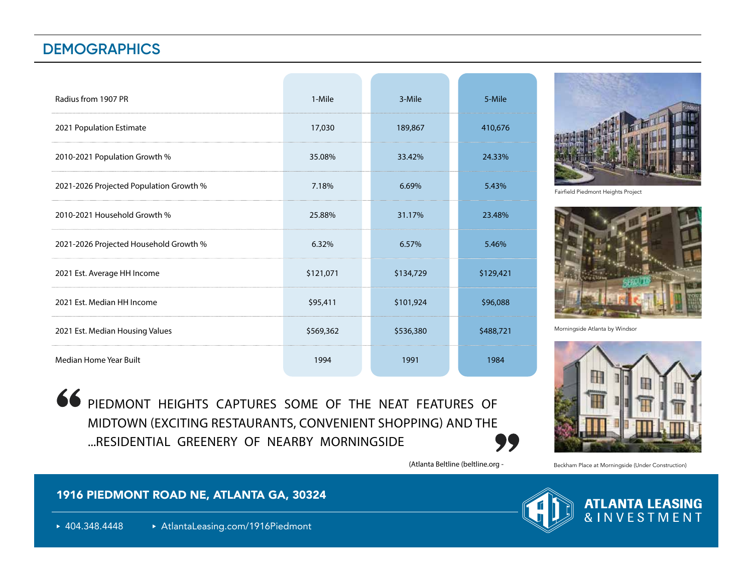## DEMOGRAPHICS

| Radius from 1907 PR | 1-Mile | 3-Mile | 5-Mile |
|---|---|---|---|
| 2021 Population Estimate | 17,030 | 189,867 | 410,676 |
| 2010-2021 Population Growth % | 35.08% | 33.42% | 24.33% |
| 2021-2026 Projected Population Growth % | 7.18% | 6.69% | 5.43% |
| 2010-2021 Household Growth % | 25.88% | 31.17% | 23.48% |
| 2021-2026 Projected Household Growth % | 6.32% | 6.57% | 5.46% |
| 2021 Est. Average HH Income | $121,071 | $134,729 | $129,421 |
| 2021 Est. Median HH Income | $95,411 | $101,924 | $96,088 |
| 2021 Est. Median Housing Values | $569,362 | $536,380 | $488,721 |
| Median Home Year Built | 1994 | 1991 | 1984 |

> "PIEDMONT HEIGHTS CAPTURES SOME OF THE NEAT FEATURES OF MIDTOWN (EXCITING RESTAURANTS, CONVENIENT SHOPPING) AND THE ...RESIDENTIAL GREENERY OF NEARBY MORNINGSIDE"

(Atlanta Beltline (beltline.org -

Fairfield Piedmont Heights Project

Morningside Atlanta by Windsor

Beckham Place at Morningside (Under Construction)

**1916 PIEDMONT ROAD NE, ATLANTA GA, 30324**

- 404.348.4448
- AtlantaLeasing.com/1916Piedmont

**ATLANTA LEASING & INVESTMENT**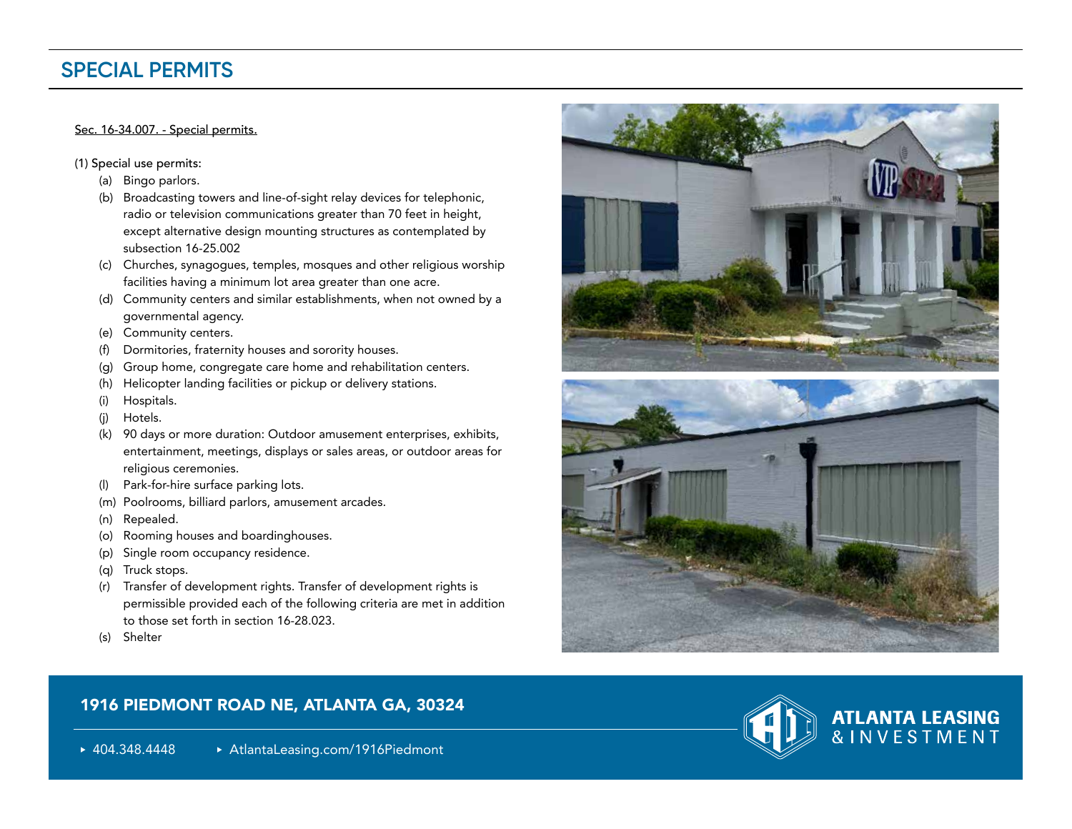## SPECIAL PERMITS

Sec. 16-34.007. - Special permits.

(1) Special use permits:

- (a) Bingo parlors.
- (b) Broadcasting towers and line-of-sight relay devices for telephonic, radio or television communications greater than 70 feet in height, except alternative design mounting structures as contemplated by subsection 16-25.002
- (c) Churches, synagogues, temples, mosques and other religious worship facilities having a minimum lot area greater than one acre.
- (d) Community centers and similar establishments, when not owned by a governmental agency.
- (e) Community centers.
- (f) Dormitories, fraternity houses and sorority houses.
- (g) Group home, congregate care home and rehabilitation centers.
- (h) Helicopter landing facilities or pickup or delivery stations.
- (i) Hospitals.
- (j) Hotels.
- (k) 90 days or more duration: Outdoor amusement enterprises, exhibits, entertainment, meetings, displays or sales areas, or outdoor areas for religious ceremonies.
- (l) Park-for-hire surface parking lots.
- (m) Poolrooms, billiard parlors, amusement arcades.
- (n) Repealed.
- (o) Rooming houses and boardinghouses.
- (p) Single room occupancy residence.
- (q) Truck stops.
- (r) Transfer of development rights. Transfer of development rights is permissible provided each of the following criteria are met in addition to those set forth in section 16-28.023.
- (s) Shelter

**1916 PIEDMONT ROAD NE, ATLANTA GA, 30324**

- 404.348.4448
- AtlantaLeasing.com/1916Piedmont

**ATLANTA LEASING & INVESTMENT**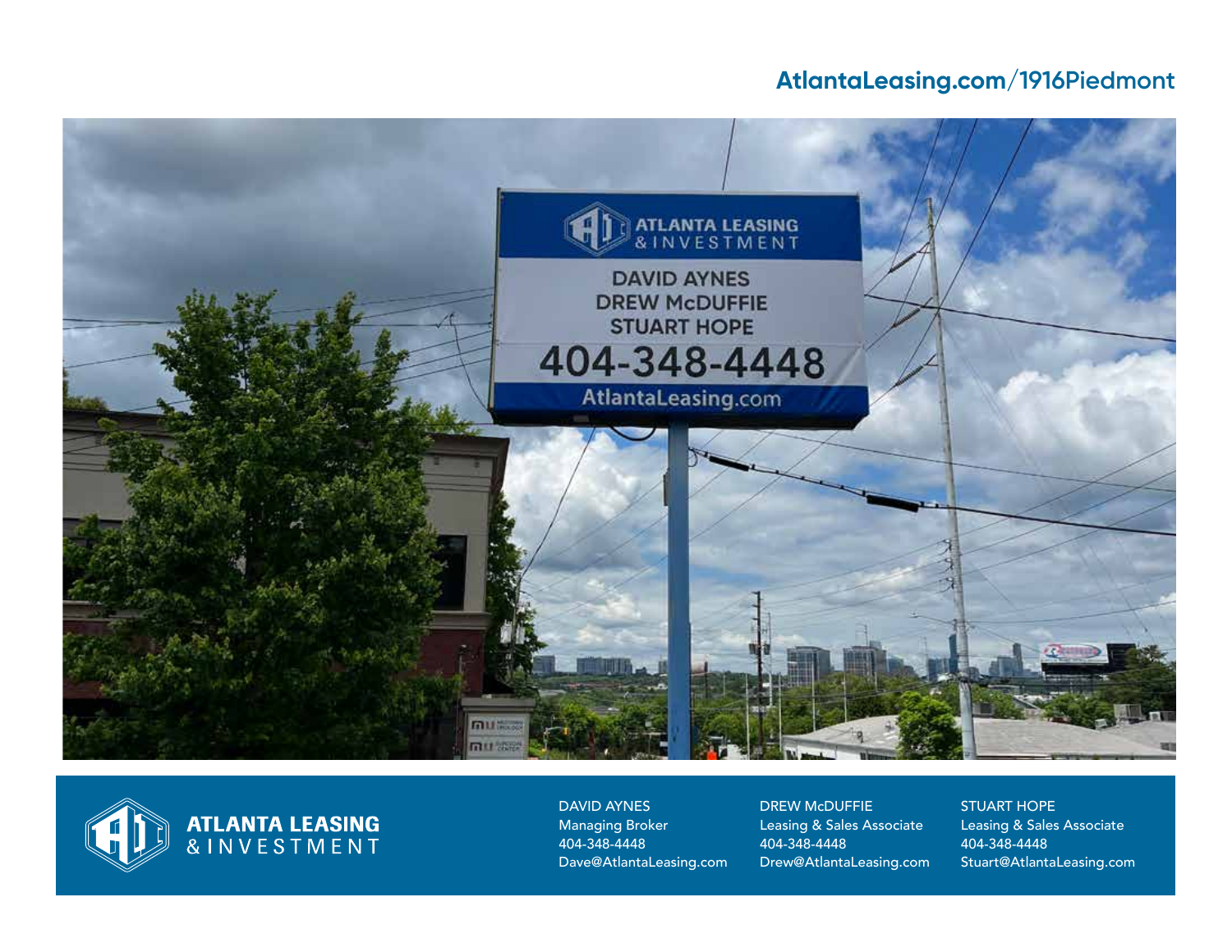AtlantaLeasing.com/1916Piedmont

ATLANTA LEASING & INVESTMENT

DAVID AYNES
Managing Broker
404-348-4448
Dave@AtlantaLeasing.com

DREW McDUFFIE
Leasing & Sales Associate
404-348-4448
Drew@AtlantaLeasing.com

STUART HOPE
Leasing & Sales Associate
404-348-4448
Stuart@AtlantaLeasing.com